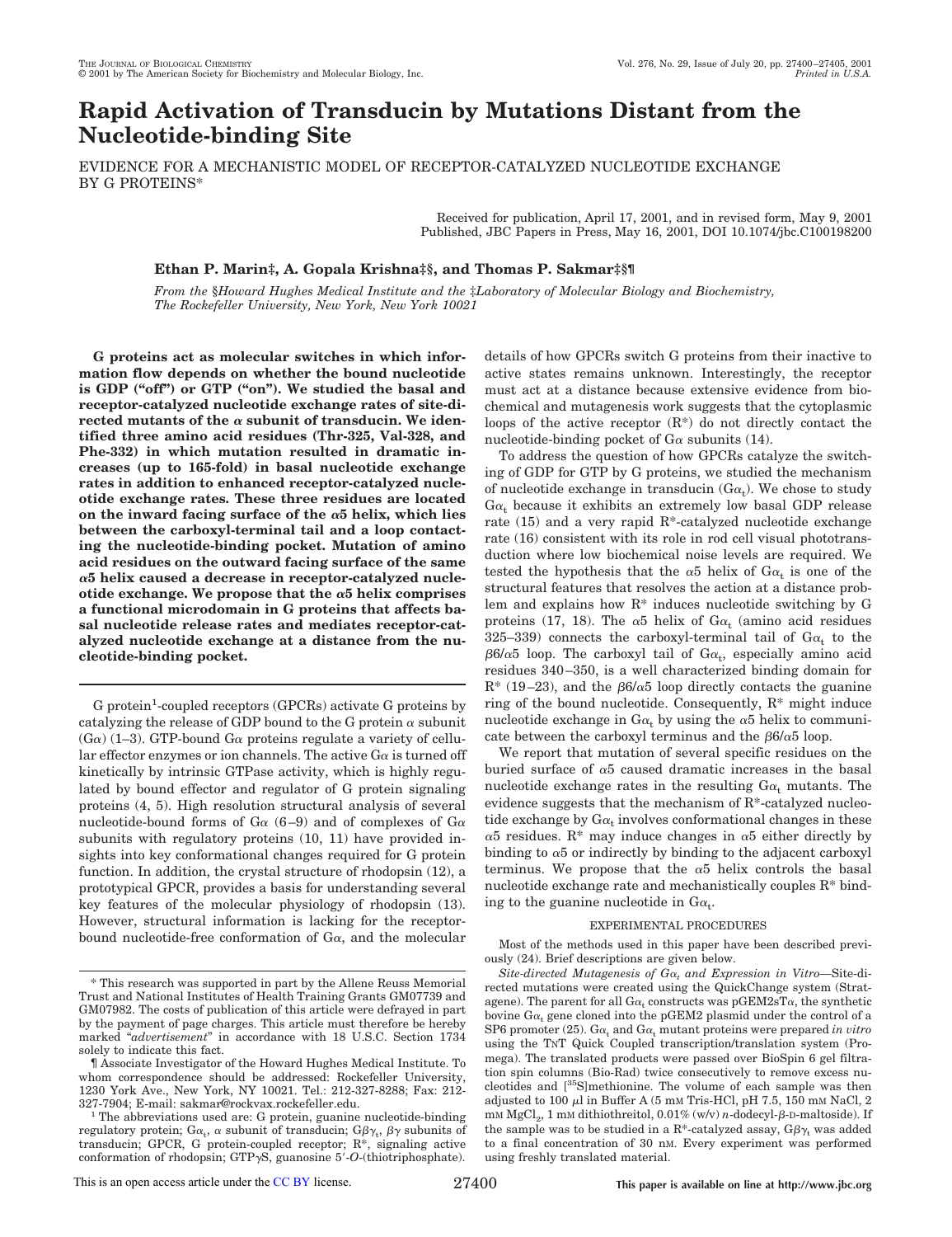# Rapid Activation of Transducin by Mutations Distant from the Nucleotide-binding Site

EVIDENCE FOR A MECHANISTIC MODEL OF RECEPTOR-CATALYZED NUCLEOTIDE EXCHANGE BY G PROTEINS*

Received for publication, April 17, 2001, and in revised form, May 9, 2001
Published, JBC Papers in Press, May 16, 2001, DOI 10.1074/jbc.C100198200

**Ethan P. Marin‡, A. Gopala Krishna‡§, and Thomas P. Sakmar‡§¶**

*From the §Howard Hughes Medical Institute and the ‡Laboratory of Molecular Biology and Biochemistry, The Rockefeller University, New York, New York 10021*

**G proteins act as molecular switches in which information flow depends on whether the bound nucleotide is GDP ("off") or GTP ("on"). We studied the basal and receptor-catalyzed nucleotide exchange rates of site-directed mutants of the α subunit of transducin. We identified three amino acid residues (Thr-325, Val-328, and Phe-332) in which mutation resulted in dramatic increases (up to 165-fold) in basal nucleotide exchange rates in addition to enhanced receptor-catalyzed nucleotide exchange rates. These three residues are located on the inward facing surface of the α5 helix, which lies between the carboxyl-terminal tail and a loop contacting the nucleotide-binding pocket. Mutation of amino acid residues on the outward facing surface of the same α5 helix caused a decrease in receptor-catalyzed nucleotide exchange. We propose that the α5 helix comprises a functional microdomain in G proteins that affects basal nucleotide release rates and mediates receptor-catalyzed nucleotide exchange at a distance from the nucleotide-binding pocket.**

G protein[1]-coupled receptors (GPCRs) activate G proteins by catalyzing the release of GDP bound to the G protein α subunit (Gα) (1–3). GTP-bound Gα proteins regulate a variety of cellular effector enzymes or ion channels. The active Gα is turned off kinetically by intrinsic GTPase activity, which is highly regulated by bound effector and regulator of G protein signaling proteins (4, 5). High resolution structural analysis of several nucleotide-bound forms of Gα (6–9) and of complexes of Gα subunits with regulatory proteins (10, 11) have provided insights into key conformational changes required for G protein function. In addition, the crystal structure of rhodopsin (12), a prototypical GPCR, provides a basis for understanding several key features of the molecular physiology of rhodopsin (13). However, structural information is lacking for the receptor-bound nucleotide-free conformation of Gα, and the molecular details of how GPCRs switch G proteins from their inactive to active states remains unknown. Interestingly, the receptor must act at a distance because extensive evidence from biochemical and mutagenesis work suggests that the cytoplasmic loops of the active receptor (R*) do not directly contact the nucleotide-binding pocket of Gα subunits (14).

To address the question of how GPCRs catalyze the switching of GDP for GTP by G proteins, we studied the mechanism of nucleotide exchange in transducin ($G\alpha_t$). We chose to study $G\alpha_t$ because it exhibits an extremely low basal GDP release rate (15) and a very rapid R*-catalyzed nucleotide exchange rate (16) consistent with its role in rod cell visual phototransduction where low biochemical noise levels are required. We tested the hypothesis that the α5 helix of $G\alpha_t$ is one of the structural features that resolves the action at a distance problem and explains how R* induces nucleotide switching by G proteins (17, 18). The α5 helix of $G\alpha_t$ (amino acid residues 325–339) connects the carboxyl-terminal tail of $G\alpha_t$ to the β6/α5 loop. The carboxyl tail of $G\alpha_t$, especially amino acid residues 340–350, is a well characterized binding domain for R* (19–23), and the β6/α5 loop directly contacts the guanine ring of the bound nucleotide. Consequently, R* might induce nucleotide exchange in $G\alpha_t$ by using the α5 helix to communicate between the carboxyl terminus and the β6/α5 loop.

We report that mutation of several specific residues on the buried surface of α5 caused dramatic increases in the basal nucleotide exchange rates in the resulting $G\alpha_t$ mutants. The evidence suggests that the mechanism of R*-catalyzed nucleotide exchange by $G\alpha_t$ involves conformational changes in these α5 residues. R* may induce changes in α5 either directly by binding to α5 or indirectly by binding to the adjacent carboxyl terminus. We propose that the α5 helix controls the basal nucleotide exchange rate and mechanistically couples R* binding to the guanine nucleotide in $G\alpha_t$.

## EXPERIMENTAL PROCEDURES

Most of the methods used in this paper have been described previously (24). Brief descriptions are given below.

*Site-directed Mutagenesis of $G\alpha_t$ and Expression in Vitro*—Site-directed mutations were created using the QuickChange system (Stratagene). The parent for all $G\alpha_t$ constructs was pGEM2sTα, the synthetic bovine $G\alpha_t$ gene cloned into the pGEM2 plasmid under the control of a SP6 promoter (25). $G\alpha_t$ and $G\alpha_t$ mutant proteins were prepared *in vitro* using the TNT Quick Coupled transcription/translation system (Promega). The translated products were passed over BioSpin 6 gel filtration spin columns (Bio-Rad) twice consecutively to remove excess nucleotides and [$^{35}$S]methionine. The volume of each sample was then adjusted to 100 μl in Buffer A (5 mM Tris-HCl, pH 7.5, 150 mM NaCl, 2 mM $MgCl_2$, 1 mM dithiothreitol, 0.01% (w/v) *n*-dodecyl-β-D-maltoside). If the sample was to be studied in a R*-catalyzed assay, $G\beta\gamma_t$ was added to a final concentration of 30 nM. Every experiment was performed using freshly translated material.

---

\* This research was supported in part by the Allene Reuss Memorial Trust and National Institutes of Health Training Grants GM07739 and GM07982. The costs of publication of this article were defrayed in part by the payment of page charges. This article must therefore be hereby marked "*advertisement*" in accordance with 18 U.S.C. Section 1734 solely to indicate this fact.

¶ Associate Investigator of the Howard Hughes Medical Institute. To whom correspondence should be addressed: Rockefeller University, 1230 York Ave., New York, NY 10021. Tel.: 212-327-8288; Fax: 212-327-7904; E-mail: sakmar@rockvax.rockefeller.edu.

[1] The abbreviations used are: G protein, guanine nucleotide-binding regulatory protein; $G\alpha_t$, α subunit of transducin; $G\beta\gamma_t$, βγ subunits of transducin; GPCR, G protein-coupled receptor; R*, signaling active conformation of rhodopsin; GTPγS, guanosine 5′-*O*-(thiotriphosphate).

This is an open access article under the CC BY license.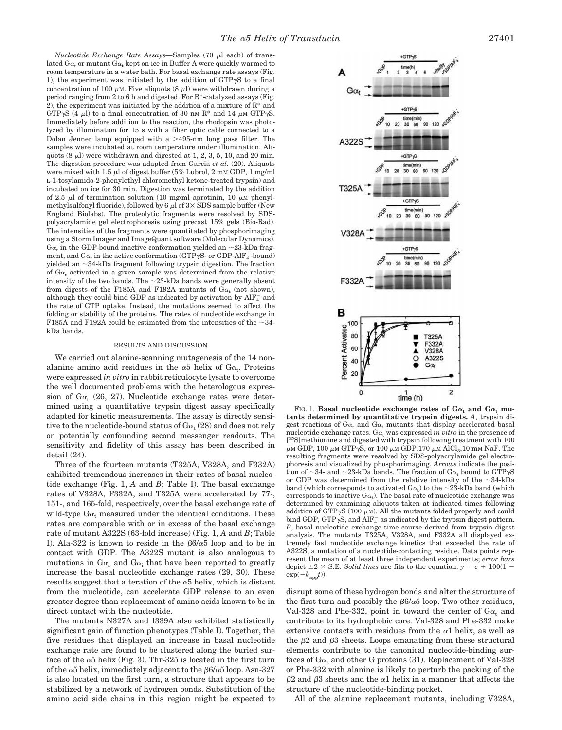*Nucleotide Exchange Rate Assays*—Samples (70 μl each) of translated $G\alpha_t$ or mutant $G\alpha_t$ kept on ice in Buffer A were quickly warmed to room temperature in a water bath. For basal exchange rate assays (Fig. 1), the experiment was initiated by the addition of GTPγS to a final concentration of 100 μM. Five aliquots (8 μl) were withdrawn during a period ranging from 2 to 6 h and digested. For R*-catalyzed assays (Fig. 2), the experiment was initiated by the addition of a mixture of R* and GTPγS (4 μl) to a final concentration of 30 nM R* and 14 μM GTPγS. Immediately before addition to the reaction, the rhodopsin was photolyzed by illumination for 15 s with a fiber optic cable connected to a Dolan Jenner lamp equipped with a >495-nm long pass filter. The samples were incubated at room temperature under illumination. Aliquots (8 μl) were withdrawn and digested at 1, 2, 3, 5, 10, and 20 min. The digestion procedure was adapted from Garcia *et al.* (20). Aliquots were mixed with 1.5 μl of digest buffer (5% Lubrol, 2 mM GDP, 1 mg/ml L-1-tosylamido-2-phenylethyl chloromethyl ketone-treated trypsin) and incubated on ice for 30 min. Digestion was terminated by the addition of 2.5 μl of termination solution (10 mg/ml aprotinin, 10 μM phenylmethylsulfonyl fluoride), followed by 6 μl of 3× SDS sample buffer (New England Biolabs). The proteolytic fragments were resolved by SDS-polyacrylamide gel electrophoresis using precast 15% gels (Bio-Rad). The intensities of the fragments were quantitated by phosphorimaging using a Storm Imager and ImageQuant software (Molecular Dynamics). $G\alpha_t$ in the GDP-bound inactive conformation yielded an ~23-kDa fragment, and $G\alpha_t$ in the active conformation (GTPγS- or GDP-$AlF_4^-$-bound) yielded an ~34-kDa fragment following trypsin digestion. The fraction of $G\alpha_t$ activated in a given sample was determined from the relative intensity of the two bands. The ~23-kDa bands were generally absent from digests of the F185A and F192A mutants of $G\alpha_t$ (not shown), although they could bind GDP as indicated by activation by $AlF_4^-$ and the rate of GTP uptake. Instead, the mutations seemed to affect the folding or stability of the proteins. The rates of nucleotide exchange in F185A and F192A could be estimated from the intensities of the ~34-kDa bands.

## RESULTS AND DISCUSSION

We carried out alanine-scanning mutagenesis of the 14 non-alanine amino acid residues in the α5 helix of $G\alpha_t$. Proteins were expressed *in vitro* in rabbit reticulocyte lysate to overcome the well documented problems with the heterologous expression of $G\alpha_t$ (26, 27). Nucleotide exchange rates were determined using a quantitative trypsin digest assay specifically adapted for kinetic measurements. The assay is directly sensitive to the nucleotide-bound status of $G\alpha_t$ (28) and does not rely on potentially confounding second messenger readouts. The sensitivity and fidelity of this assay has been described in detail (24).

Three of the fourteen mutants (T325A, V328A, and F332A) exhibited tremendous increases in their rates of basal nucleotide exchange (Fig. 1, *A* and *B*; Table I). The basal exchange rates of V328A, F332A, and T325A were accelerated by 77-, 151-, and 165-fold, respectively, over the basal exchange rate of wild-type $G\alpha_t$ measured under the identical conditions. These rates are comparable with or in excess of the basal exchange rate of mutant A322S (63-fold increase) (Fig. 1, *A* and *B*; Table I). Ala-322 is known to reside in the β6/α5 loop and to be in contact with GDP. The A322S mutant is also analogous to mutations in $G\alpha_s$ and $G\alpha_i$ that have been reported to greatly increase the basal nucleotide exchange rates (29, 30). These results suggest that alteration of the α5 helix, which is distant from the nucleotide, can accelerate GDP release to an even greater degree than replacement of amino acids known to be in direct contact with the nucleotide.

The mutants N327A and I339A also exhibited statistically significant gain of function phenotypes (Table I). Together, the five residues that displayed an increase in basal nucleotide exchange rate are found to be clustered along the buried surface of the α5 helix (Fig. 3). Thr-325 is located in the first turn of the α5 helix, immediately adjacent to the β6/α5 loop. Asn-327 is also located on the first turn, a structure that appears to be stabilized by a network of hydrogen bonds. Substitution of the amino acid side chains in this region might be expected to disrupt some of these hydrogen bonds and alter the structure of the first turn and possibly the β6/α5 loop. Two other residues, Val-328 and Phe-332, point in toward the center of $G\alpha_t$ and contribute to its hydrophobic core. Val-328 and Phe-332 make extensive contacts with residues from the α1 helix, as well as the β2 and β3 sheets. Loops emanating from these structural elements contribute to the canonical nucleotide-binding surfaces of $G\alpha_t$ and other G proteins (31). Replacement of Val-328 or Phe-332 with alanine is likely to perturb the packing of the β2 and β3 sheets and the α1 helix in a manner that affects the structure of the nucleotide-binding pocket.

All of the alanine replacement mutants, including V328A,

A
+GTPγS
+GDP time(h) 1 2 3 4 6 +rho/hν +GDP/AlF
$G\alpha_t$
+GTPγS
+GDP time(min) 10 20 30 60 90 120 +GDP/AlF
A322S
+GTPγS
+GDP time(min) 10 20 30 60 90 120 +GDP/AlF
T325A
+GTPγS
+GDP time(min) 10 20 30 60 90 120 +GDP/AlF
V328A
+GTPγS
+GDP time(min) 10 20 30 60 90 120 +GDP/AlF
F332A

B
Percent Activated
100 80 60 40 20
0 1 2
time (h)
T325A
F332A
V328A
A322S
$G\alpha_t$

FIG. 1. **Basal nucleotide exchange rates of $G\alpha_t$ and $G\alpha_t$ mutants determined by quantitative trypsin digests.** *A*, trypsin digest reactions of $G\alpha_t$ and $G\alpha_t$ mutants that display accelerated basal nucleotide exchange rates. $G\alpha_t$ was expressed *in vitro* in the presence of [$^{35}$S]methionine and digested with trypsin following treatment with 100 μM GDP, 100 μM GTPγS, or 100 μM GDP,170 μM $AlCl_3$,10 mM NaF. The resulting fragments were resolved by SDS-polyacrylamide gel electrophoresis and visualized by phosphorimaging. *Arrows* indicate the position of ~34- and ~23-kDa bands. The fraction of $G\alpha_t$ bound to GTPγS or GDP was determined from the relative intensity of the ~34-kDa band (which corresponds to activated $G\alpha_t$) to the ~23-kDa band (which corresponds to inactive $G\alpha_t$). The basal rate of nucleotide exchange was determined by examining aliquots taken at indicated times following addition of GTPγS (100 μM). All the mutants folded properly and could bind GDP, GTPγS, and $AlF_4^-$ as indicated by the trypsin digest pattern. *B*, basal nucleotide exchange time course derived from trypsin digest analysis. The mutants T325A, V328A, and F332A all displayed extremely fast nucleotide exchange kinetics that exceeded the rate of A322S, a mutation of a nucleotide-contacting residue. Data points represent the mean of at least three independent experiments; *error bars* depict ±2 × S.E. *Solid lines* are fits to the equation: $y = c + 100(1 - \exp(-k_{app}t))$.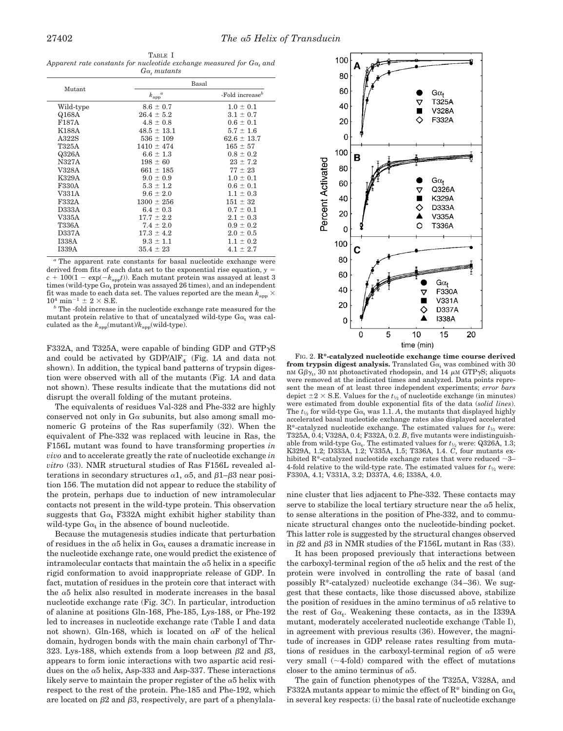TABLE I
*Apparent rate constants for nucleotide exchange measured for $G\alpha_t$ and $G\alpha_t$ mutants*

| Mutant | Basal | |
|---|---|---|
| | $k_{app}$ [a] | -Fold increase[b] |
| Wild-type | 8.6 ± 0.7 | 1.0 ± 0.1 |
| Q168A | 26.4 ± 5.2 | 3.1 ± 0.7 |
| F187A | 4.8 ± 0.8 | 0.6 ± 0.1 |
| K188A | 48.5 ± 13.1 | 5.7 ± 1.6 |
| A322S | 536 ± 109 | 62.6 ± 13.7 |
| T325A | 1410 ± 474 | 165 ± 57 |
| Q326A | 6.6 ± 1.3 | 0.8 ± 0.2 |
| N327A | 198 ± 60 | 23 ± 7.2 |
| V328A | 661 ± 185 | 77 ± 23 |
| K329A | 9.0 ± 0.9 | 1.0 ± 0.1 |
| F330A | 5.3 ± 1.2 | 0.6 ± 0.1 |
| V331A | 9.6 ± 2.0 | 1.1 ± 0.3 |
| F332A | 1300 ± 256 | 151 ± 32 |
| D333A | 6.4 ± 0.3 | 0.7 ± 0.1 |
| V335A | 17.7 ± 2.2 | 2.1 ± 0.3 |
| T336A | 7.4 ± 2.0 | 0.9 ± 0.2 |
| D337A | 17.3 ± 4.2 | 2.0 ± 0.5 |
| I338A | 9.3 ± 1.1 | 1.1 ± 0.2 |
| I339A | 35.4 ± 23 | 4.1 ± 2.7 |

[a] The apparent rate constants for basal nucleotide exchange were derived from fits of each data set to the exponential rise equation, $y = c + 100(1 - \exp(-k_{app}t))$. Each mutant protein was assayed at least 3 times (wild-type $G\alpha_t$ protein was assayed 26 times), and an independent fit was made to each data set. The values reported are the mean $k_{app} \times 10^4$ $min^{-1}$ ± 2 × S.E.

[b] The -fold increase in the nucleotide exchange rate measured for the mutant protein relative to that of uncatalyzed wild-type $G\alpha_t$ was calculated as the $k_{app}$(mutant)/$k_{app}$(wild-type).

F332A, and T325A, were capable of binding GDP and GTPγS and could be activated by GDP/$AlF_4^-$ (Fig. 1*A* and data not shown). In addition, the typical band patterns of trypsin digestion were observed with all of the mutants (Fig. 1*A* and data not shown). These results indicate that the mutations did not disrupt the overall folding of the mutant proteins.

The equivalents of residues Val-328 and Phe-332 are highly conserved not only in Gα subunits, but also among small monomeric G proteins of the Ras superfamily (32). When the equivalent of Phe-332 was replaced with leucine in Ras, the F156L mutant was found to have transforming properties *in vivo* and to accelerate greatly the rate of nucleotide exchange *in vitro* (33). NMR structural studies of Ras F156L revealed alterations in secondary structures α1, α5, and β1–β3 near position 156. The mutation did not appear to reduce the stability of the protein, perhaps due to induction of new intramolecular contacts not present in the wild-type protein. This observation suggests that $G\alpha_t$ F332A might exhibit higher stability than wild-type $G\alpha_t$ in the absence of bound nucleotide.

Because the mutagenesis studies indicate that perturbation of residues in the α5 helix in $G\alpha_t$ causes a dramatic increase in the nucleotide exchange rate, one would predict the existence of intramolecular contacts that maintain the α5 helix in a specific rigid conformation to avoid inappropriate release of GDP. In fact, mutation of residues in the protein core that interact with the α5 helix also resulted in moderate increases in the basal nucleotide exchange rate (Fig. 3*C*). In particular, introduction of alanine at positions Gln-168, Phe-185, Lys-188, or Phe-192 led to increases in nucleotide exchange rate (Table I and data not shown). Gln-168, which is located on αF of the helical domain, hydrogen bonds with the main chain carbonyl of Thr-323. Lys-188, which extends from a loop between β2 and β3, appears to form ionic interactions with two aspartic acid residues on the α5 helix, Asp-333 and Asp-337. These interactions likely serve to maintain the proper register of the α5 helix with respect to the rest of the protein. Phe-185 and Phe-192, which are located on β2 and β3, respectively, are part of a phenylalanine cluster that lies adjacent to Phe-332. These contacts may serve to stabilize the local tertiary structure near the α5 helix, to sense alterations in the position of Phe-332, and to communicate structural changes onto the nucleotide-binding pocket. This latter role is suggested by the structural changes observed in β2 and β3 in NMR studies of the F156L mutant in Ras (33).

It has been proposed previously that interactions between the carboxyl-terminal region of the α5 helix and the rest of the protein were involved in controlling the rate of basal (and possibly R*-catalyzed) nucleotide exchange (34–36). We suggest that these contacts, like those discussed above, stabilize the position of residues in the amino terminus of α5 relative to the rest of $G\alpha_t$. Weakening these contacts, as in the I339A mutant, moderately accelerated nucleotide exchange (Table I), in agreement with previous results (36). However, the magnitude of increases in GDP release rates resulting from mutations of residues in the carboxyl-terminal region of α5 were very small (~4-fold) compared with the effect of mutations closer to the amino terminus of α5.

The gain of function phenotypes of the T325A, V328A, and F332A mutants appear to mimic the effect of R* binding on $G\alpha_t$ in several key respects: (i) the basal rate of nucleotide exchange

A
Gαt
T325A
V328A
F332A

B
Gαt
Q326A
K329A
D333A
V335A
T336A

C
Gαt
F330A
V331A
D337A
I338A

Percent Activated
0
20
40
60
80
100
0
5
10
15
20
time (min)

FIG. 2. **R*-catalyzed nucleotide exchange time course derived from trypsin digest analysis.** Translated $G\alpha_t$ was combined with 30 nM $G\beta\gamma_t$, 30 nM photoactivated rhodopsin, and 14 μM GTPγS; aliquots were removed at the indicated times and analyzed. Data points represent the mean of at least three independent experiments; *error bars* depict ±2 × S.E. Values for the $t_{1/2}$ of nucleotide exchange (in minutes) were estimated from double exponential fits of the data (*solid lines*). The $t_{1/2}$ for wild-type $G\alpha_t$ was 1.1. *A*, the mutants that displayed highly accelerated basal nucleotide exchange rates also displayed accelerated R*-catalyzed nucleotide exchange. The estimated values for $t_{1/2}$ were: T325A, 0.4; V328A, 0.4; F332A, 0.2. *B*, five mutants were indistinguishable from wild-type $G\alpha_t$. The estimated values for $t_{1/2}$ were: Q326A, 1.3; K329A, 1.2; D333A, 1.2; V335A, 1.5; T336A, 1.4. *C*, four mutants exhibited R*-catalyzed nucleotide exchange rates that were reduced ~3–4-fold relative to the wild-type rate. The estimated values for $t_{1/2}$ were: F330A, 4.1; V331A, 3.2; D337A, 4.6; I338A, 4.0.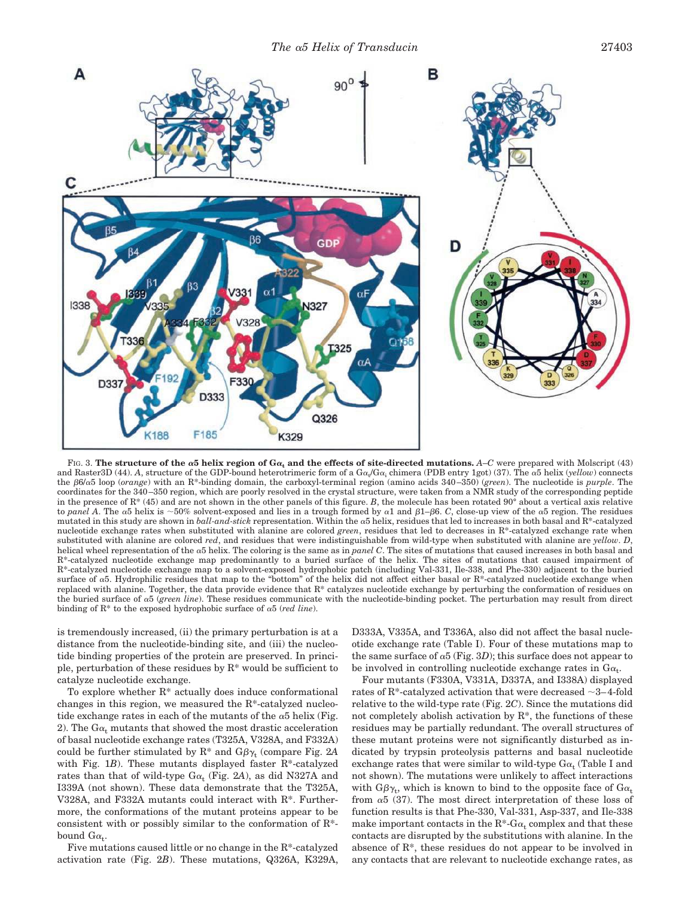FIG. 3. **The structure of the α5 helix region of $G\alpha_t$ and the effects of site-directed mutations.** *A–C* were prepared with Molscript (43) and Raster3D (44). *A*, structure of the GDP-bound heterotrimeric form of a $G\alpha_t/G\alpha_i$ chimera (PDB entry 1got) (37). The α5 helix (*yellow*) connects the β6/α5 loop (*orange*) with an R*-binding domain, the carboxyl-terminal region (amino acids 340–350) (*green*). The nucleotide is *purple*. The coordinates for the 340–350 region, which are poorly resolved in the crystal structure, were taken from a NMR study of the corresponding peptide in the presence of R* (45) and are not shown in the other panels of this figure. *B*, the molecule has been rotated 90° about a vertical axis relative to *panel A*. The α5 helix is ~50% solvent-exposed and lies in a trough formed by α1 and β1–β6. *C*, close-up view of the α5 region. The residues mutated in this study are shown in *ball-and-stick* representation. Within the α5 helix, residues that led to increases in both basal and R*-catalyzed nucleotide exchange rates when substituted with alanine are colored *green*, residues that led to decreases in R*-catalyzed exchange rate when substituted with alanine are colored *red*, and residues that were indistinguishable from wild-type when substituted with alanine are *yellow*. *D*, helical wheel representation of the α5 helix. The coloring is the same as in *panel C*. The sites of mutations that caused increases in both basal and R*-catalyzed nucleotide exchange map predominantly to a buried surface of the helix. The sites of mutations that caused impairment of R*-catalyzed nucleotide exchange map to a solvent-exposed hydrophobic patch (including Val-331, Ile-338, and Phe-330) adjacent to the buried surface of α5. Hydrophilic residues that map to the "bottom" of the helix did not affect either basal or R*-catalyzed nucleotide exchange when replaced with alanine. Together, the data provide evidence that R* catalyzes nucleotide exchange by perturbing the conformation of residues on the buried surface of α5 (*green line*). These residues communicate with the nucleotide-binding pocket. The perturbation may result from direct binding of R* to the exposed hydrophobic surface of α5 (*red line*).

is tremendously increased, (ii) the primary perturbation is at a distance from the nucleotide-binding site, and (iii) the nucleotide binding properties of the protein are preserved. In principle, perturbation of these residues by R* would be sufficient to catalyze nucleotide exchange.

To explore whether R* actually does induce conformational changes in this region, we measured the R*-catalyzed nucleotide exchange rates in each of the mutants of the α5 helix (Fig. 2). The $G\alpha_t$ mutants that showed the most drastic acceleration of basal nucleotide exchange rates (T325A, V328A, and F332A) could be further stimulated by R* and $G\beta\gamma_t$ (compare Fig. 2*A* with Fig. 1*B*). These mutants displayed faster R*-catalyzed rates than that of wild-type $G\alpha_t$ (Fig. 2*A*), as did N327A and I339A (not shown). These data demonstrate that the T325A, V328A, and F332A mutants could interact with R*. Furthermore, the conformations of the mutant proteins appear to be consistent with or possibly similar to the conformation of R*-bound $G\alpha_t$.

Five mutations caused little or no change in the R*-catalyzed activation rate (Fig. 2*B*). These mutations, Q326A, K329A, D333A, V335A, and T336A, also did not affect the basal nucleotide exchange rate (Table I). Four of these mutations map to the same surface of α5 (Fig. 3*D*); this surface does not appear to be involved in controlling nucleotide exchange rates in $G\alpha_t$.

Four mutants (F330A, V331A, D337A, and I338A) displayed rates of R*-catalyzed activation that were decreased ~3–4-fold relative to the wild-type rate (Fig. 2*C*). Since the mutations did not completely abolish activation by R*, the functions of these residues may be partially redundant. The overall structures of these mutant proteins were not significantly disturbed as indicated by trypsin proteolysis patterns and basal nucleotide exchange rates that were similar to wild-type $G\alpha_t$ (Table I and not shown). The mutations were unlikely to affect interactions with $G\beta\gamma_t$, which is known to bind to the opposite face of $G\alpha_t$ from α5 (37). The most direct interpretation of these loss of function results is that Phe-330, Val-331, Asp-337, and Ile-338 make important contacts in the R*-$G\alpha_t$ complex and that these contacts are disrupted by the substitutions with alanine. In the absence of R*, these residues do not appear to be involved in any contacts that are relevant to nucleotide exchange rates, as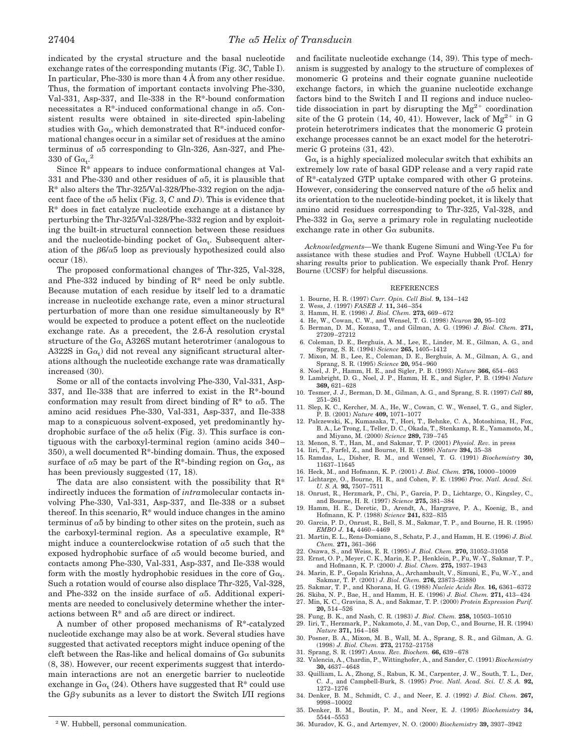indicated by the crystal structure and the basal nucleotide exchange rates of the corresponding mutants (Fig. 3*C*, Table I). In particular, Phe-330 is more than 4 Å from any other residue. Thus, the formation of important contacts involving Phe-330, Val-331, Asp-337, and Ile-338 in the R*-bound conformation necessitates a R*-induced conformational change in α5. Consistent results were obtained in site-directed spin-labeling studies with $G\alpha_i$, which demonstrated that R*-induced conformational changes occur in a similar set of residues at the amino terminus of α5 corresponding to Gln-326, Asn-327, and Phe-330 of $G\alpha_t$.[2]

Since R* appears to induce conformational changes at Val-331 and Phe-330 and other residues of α5, it is plausible that R* also alters the Thr-325/Val-328/Phe-332 region on the adjacent face of the α5 helix (Fig. 3, *C* and *D*). This is evidence that R* does in fact catalyze nucleotide exchange at a distance by perturbing the Thr-325/Val-328/Phe-332 region and by exploiting the built-in structural connection between these residues and the nucleotide-binding pocket of $G\alpha_t$. Subsequent alteration of the β6/α5 loop as previously hypothesized could also occur (18).

The proposed conformational changes of Thr-325, Val-328, and Phe-332 induced by binding of R* need be only subtle. Because mutation of each residue by itself led to a dramatic increase in nucleotide exchange rate, even a minor structural perturbation of more than one residue simultaneously by R* would be expected to produce a potent effect on the nucleotide exchange rate. As a precedent, the 2.6-Å resolution crystal structure of the $G\alpha_i$ A326S mutant heterotrimer (analogous to A322S in $G\alpha_t$) did not reveal any significant structural alterations although the nucleotide exchange rate was dramatically increased (30).

Some or all of the contacts involving Phe-330, Val-331, Asp-337, and Ile-338 that are inferred to exist in the R*-bound conformation may result from direct binding of R* to α5. The amino acid residues Phe-330, Val-331, Asp-337, and Ile-338 map to a conspicuous solvent-exposed, yet predominantly hydrophobic surface of the α5 helix (Fig. 3). This surface is contiguous with the carboxyl-terminal region (amino acids 340–350), a well documented R*-binding domain. Thus, the exposed surface of α5 may be part of the R*-binding region on $G\alpha_t$, as has been previously suggested (17, 18).

The data are also consistent with the possibility that R* indirectly induces the formation of *intra*molecular contacts involving Phe-330, Val-331, Asp-337, and Ile-338 or a subset thereof. In this scenario, R* would induce changes in the amino terminus of α5 by binding to other sites on the protein, such as the carboxyl-terminal region. As a speculative example, R* might induce a counterclockwise rotation of α5 such that the exposed hydrophobic surface of α5 would become buried, and contacts among Phe-330, Val-331, Asp-337, and Ile-338 would form with the mostly hydrophobic residues in the core of $G\alpha_t$. Such a rotation would of course also displace Thr-325, Val-328, and Phe-332 on the inside surface of α5. Additional experiments are needed to conclusively determine whether the interactions between R* and α5 are direct or indirect.

A number of other proposed mechanisms of R*-catalyzed nucleotide exchange may also be at work. Several studies have suggested that activated receptors might induce opening of the cleft between the Ras-like and helical domains of Gα subunits (8, 38). However, our recent experiments suggest that interdomain interactions are not an energetic barrier to nucleotide exchange in $G\alpha_t$ (24). Others have suggested that R* could use the Gβγ subunits as a lever to distort the Switch I/II regions and facilitate nucleotide exchange (14, 39). This type of mechanism is suggested by analogy to the structure of complexes of monomeric G proteins and their cognate guanine nucleotide exchange factors, in which the guanine nucleotide exchange factors bind to the Switch I and II regions and induce nucleotide dissociation in part by disrupting the $Mg^{2+}$ coordination site of the G protein (14, 40, 41). However, lack of $Mg^{2+}$ in G protein heterotrimers indicates that the monomeric G protein exchange processes cannot be an exact model for the heterotrimeric G proteins (31, 42).

$G\alpha_t$ is a highly specialized molecular switch that exhibits an extremely low rate of basal GDP release and a very rapid rate of R*-catalyzed GTP uptake compared with other G proteins. However, considering the conserved nature of the α5 helix and its orientation to the nucleotide-binding pocket, it is likely that amino acid residues corresponding to Thr-325, Val-328, and Phe-332 in $G\alpha_t$ serve a primary role in regulating nucleotide exchange rate in other Gα subunits.

*Acknowledgments*—We thank Eugene Simuni and Wing-Yee Fu for assistance with these studies and Prof. Wayne Hubbell (UCLA) for sharing results prior to publication. We especially thank Prof. Henry Bourne (UCSF) for helpful discussions.

[2] W. Hubbell, personal communication.

## REFERENCES

1. Bourne, H. R. (1997) *Curr. Opin. Cell Biol.* **9,** 134–142
2. Wess, J. (1997) *FASEB J.* **11,** 346–354
3. Hamm, H. E. (1998) *J. Biol. Chem.* **273,** 669–672
4. He, W., Cowan, C. W., and Wensel, T. G. (1998) *Neuron* **20,** 95–102
5. Berman, D. M., Kozasa, T., and Gilman, A. G. (1996) *J. Biol. Chem.* **271,** 27209–27212
6. Coleman, D. E., Berghuis, A. M., Lee, E., Linder, M. E., Gilman, A. G., and Sprang, S. R. (1994) *Science* **265,** 1405–1412
7. Mixon, M. B., Lee, E., Coleman, D. E., Berghuis, A. M., Gilman, A. G., and Sprang, S. R. (1995) *Science* **20,** 954–960
8. Noel, J. P., Hamm, H. E., and Sigler, P. B. (1993) *Nature* **366,** 654–663
9. Lambright, D. G., Noel, J. P., Hamm, H. E., and Sigler, P. B. (1994) *Nature* **369,** 621–628
10. Tesmer, J. J., Berman, D. M., Gilman, A. G., and Sprang, S. R. (1997) *Cell* **89,** 251–261
11. Slep, K. C., Kercher, M. A., He, W., Cowan, C. W., Wensel, T. G., and Sigler, P. B. (2001) *Nature* **409,** 1071–1077
12. Palczewski, K., Kumasaka, T., Hori, T., Behnke, C. A., Motoshima, H., Fox, B. A., Le Trong, I., Teller, D. C., Okada, T., Stenkamp, R. E., Yamamoto, M., and Miyano, M. (2000) *Science* **289,** 739–745
13. Menon, S. T., Han, M., and Sakmar, T. P. (2001) *Physiol. Rev.* in press
14. Iiri, T., Farfel, Z., and Bourne, H. R. (1998) *Nature* **394,** 35–38
15. Ramdas, L., Disher, R. M., and Wensel, T. G. (1991) *Biochemistry* **30,** 11637–11645
16. Heck, M., and Hofmann, K. P. (2001) *J. Biol. Chem.* **276,** 10000–10009
17. Lichtarge, O., Bourne, H. R., and Cohen, F. E. (1996) *Proc. Natl. Acad. Sci. U. S. A.* **93,** 7507–7511
18. Onrust, R., Herzmark, P., Chi, P., Garcia, P. D., Lichtarge, O., Kingsley, C., and Bourne, H. R. (1997) *Science* **275,** 381–384
19. Hamm, H. E., Deretic, D., Arendt, A., Hargrave, P. A., Koenig, B., and Hofmann, K. P. (1988) *Science* **241,** 832–835
20. Garcia, P. D., Onrust, R., Bell, S. M., Sakmar, T. P., and Bourne, H. R. (1995) *EMBO J.* **14,** 4460–4469
21. Martin, E. L., Rens-Domiano, S., Schatz, P. J., and Hamm, H. E. (1996) *J. Biol. Chem.* **271,** 361–366
22. Osawa, S., and Weiss, E. R. (1995) *J. Biol. Chem.* **270,** 31052–31058
23. Ernst, O. P., Meyer, C. K., Marin, E. P., Henklein, P., Fu, W.-Y., Sakmar, T. P., and Hofmann, K. P. (2000) *J. Biol. Chem.* **275,** 1937–1943
24. Marin, E. P., Gopala Krishna, A., Archambault, V., Simuni, E., Fu, W.-Y., and Sakmar, T. P. (2001) *J. Biol. Chem.* **276,** 23873–23880
25. Sakmar, T. P., and Khorana, H. G. (1988) *Nucleic Acids Res.* **16,** 6361–6372
26. Skiba, N. P., Bae, H., and Hamm, H. E. (1996) *J. Biol. Chem.* **271,** 413–424
27. Min, K. C., Gravina, S. A., and Sakmar, T. P. (2000) *Protein Expression Purif.* **20,** 514–526
28. Fung, B. K., and Nash, C. R. (1983) *J. Biol. Chem.* **258,** 10503–10510
29. Iiri, T., Herzmark, P., Nakamoto, J. M., van Dop, C., and Bourne, H. R. (1994) *Nature* **371,** 164–168
30. Posner, B. A., Mixon, M. B., Wall, M. A., Sprang, S. R., and Gilman, A. G. (1998) *J. Biol. Chem.* **273,** 21752–21758
31. Sprang, S. R. (1997) *Annu. Rev. Biochem.* **66,** 639–678
32. Valencia, A., Chardin, P., Wittinghofer, A., and Sander, C. (1991) *Biochemistry* **30,** 4637–4648
33. Quilliam, L. A., Zhong, S., Rabun, K. M., Carpenter, J. W., South, T. L., Der, C. J., and Campbell-Burk, S. (1995) *Proc. Natl. Acad. Sci. U. S. A.* **92,** 1272–1276
34. Denker, B. M., Schmidt, C. J., and Neer, E. J. (1992) *J. Biol. Chem.* **267,** 9998–10002
35. Denker, B. M., Boutin, P. M., and Neer, E. J. (1995) *Biochemistry* **34,** 5544–5553
36. Muradov, K. G., and Artemyev, N. O. (2000) *Biochemistry* **39,** 3937–3942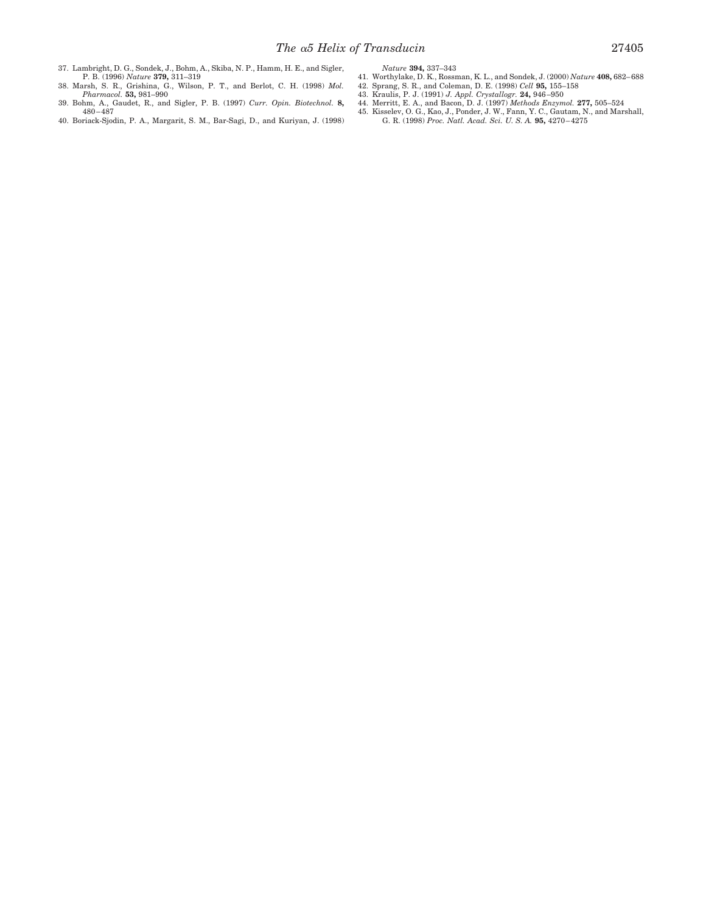37. Lambright, D. G., Sondek, J., Bohm, A., Skiba, N. P., Hamm, H. E., and Sigler, P. B. (1996) *Nature* **379,** 311–319
38. Marsh, S. R., Grishina, G., Wilson, P. T., and Berlot, C. H. (1998) *Mol. Pharmacol.* **53,** 981–990
39. Bohm, A., Gaudet, R., and Sigler, P. B. (1997) *Curr. Opin. Biotechnol.* **8,** 480–487
40. Boriack-Sjodin, P. A., Margarit, S. M., Bar-Sagi, D., and Kuriyan, J. (1998) *Nature* **394,** 337–343
41. Worthylake, D. K., Rossman, K. L., and Sondek, J. (2000) *Nature* **408,** 682–688
42. Sprang, S. R., and Coleman, D. E. (1998) *Cell* **95,** 155–158
43. Kraulis, P. J. (1991) *J. Appl. Crystallogr.* **24,** 946–950
44. Merritt, E. A., and Bacon, D. J. (1997) *Methods Enzymol.* **277,** 505–524
45. Kisselev, O. G., Kao, J., Ponder, J. W., Fann, Y. C., Gautam, N., and Marshall, G. R. (1998) *Proc. Natl. Acad. Sci. U. S. A.* **95,** 4270–4275